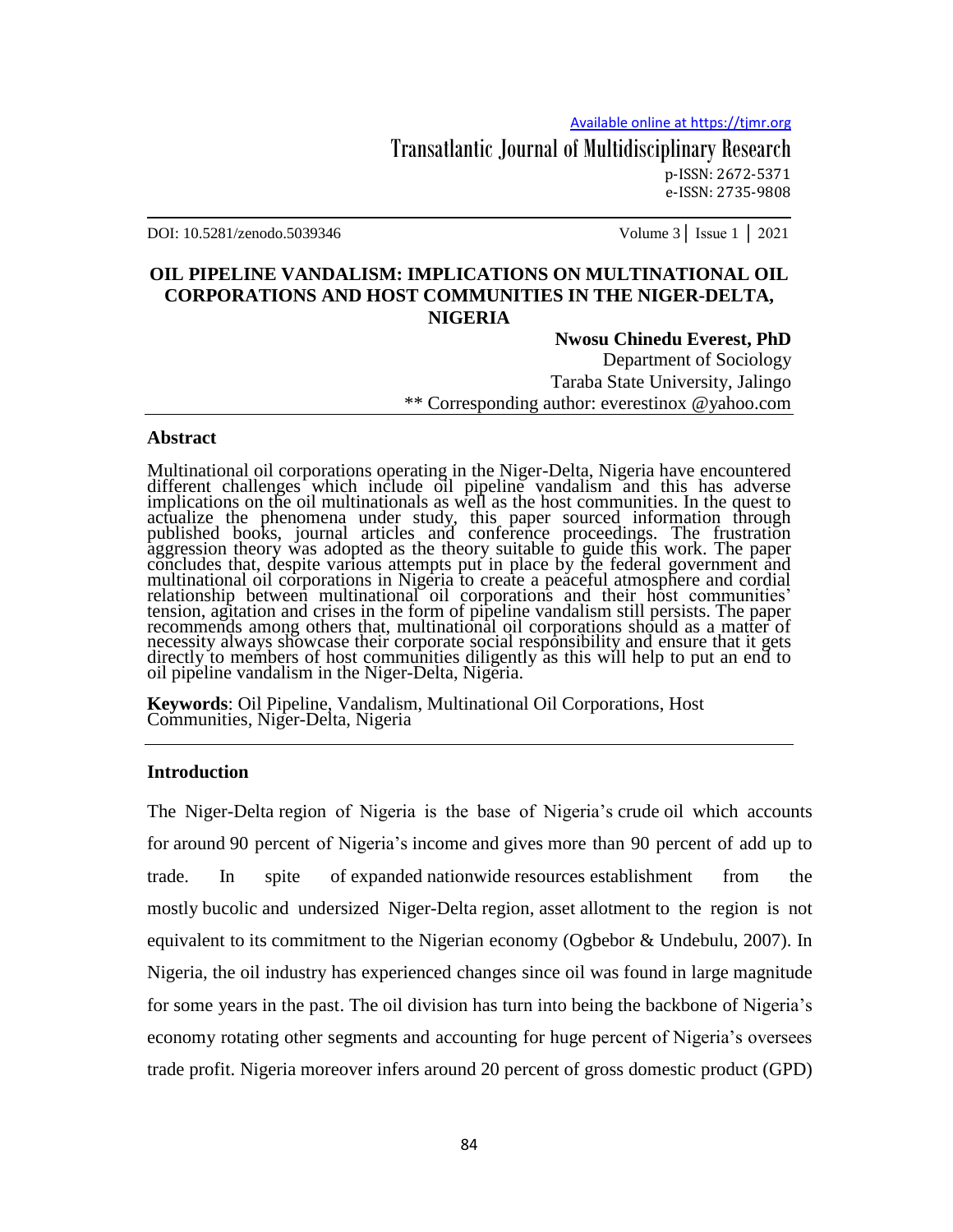# OIL PIPELINE VANDALISM: IMPLICATIONS ON MULTINATIONAL OIL CORPORATIONS AND HOST COMMUNITIES IN THE NIGER-DELTA, NIGERIA

**Nwosu Chinedu Everest, PhD**
Department of Sociology
Taraba State University, Jalingo
** Corresponding author: everestinox @yahoo.com

## Abstract

Multinational oil corporations operating in the Niger-Delta, Nigeria have encountered different challenges which include oil pipeline vandalism and this has adverse implications on the oil multinationals as well as the host communities. In the quest to actualize the phenomena under study, this paper sourced information through published books, journal articles and conference proceedings. The frustration aggression theory was adopted as the theory suitable to guide this work. The paper concludes that, despite various attempts put in place by the federal government and multinational oil corporations in Nigeria to create a peaceful atmosphere and cordial relationship between multinational oil corporations and their host communities' tension, agitation and crises in the form of pipeline vandalism still persists. The paper recommends among others that, multinational oil corporations should as a matter of necessity always showcase their corporate social responsibility and ensure that it gets directly to members of host communities diligently as this will help to put an end to oil pipeline vandalism in the Niger-Delta, Nigeria.

**Keywords**: Oil Pipeline, Vandalism, Multinational Oil Corporations, Host Communities, Niger-Delta, Nigeria

## Introduction

The Niger-Delta region of Nigeria is the base of Nigeria's crude oil which accounts for around 90 percent of Nigeria's income and gives more than 90 percent of add up to trade. In spite of expanded nationwide resources establishment from the mostly bucolic and undersized Niger-Delta region, asset allotment to the region is not equivalent to its commitment to the Nigerian economy (Ogbebor & Undebulu, 2007). In Nigeria, the oil industry has experienced changes since oil was found in large magnitude for some years in the past. The oil division has turn into being the backbone of Nigeria's economy rotating other segments and accounting for huge percent of Nigeria's oversees trade profit. Nigeria moreover infers around 20 percent of gross domestic product (GPD)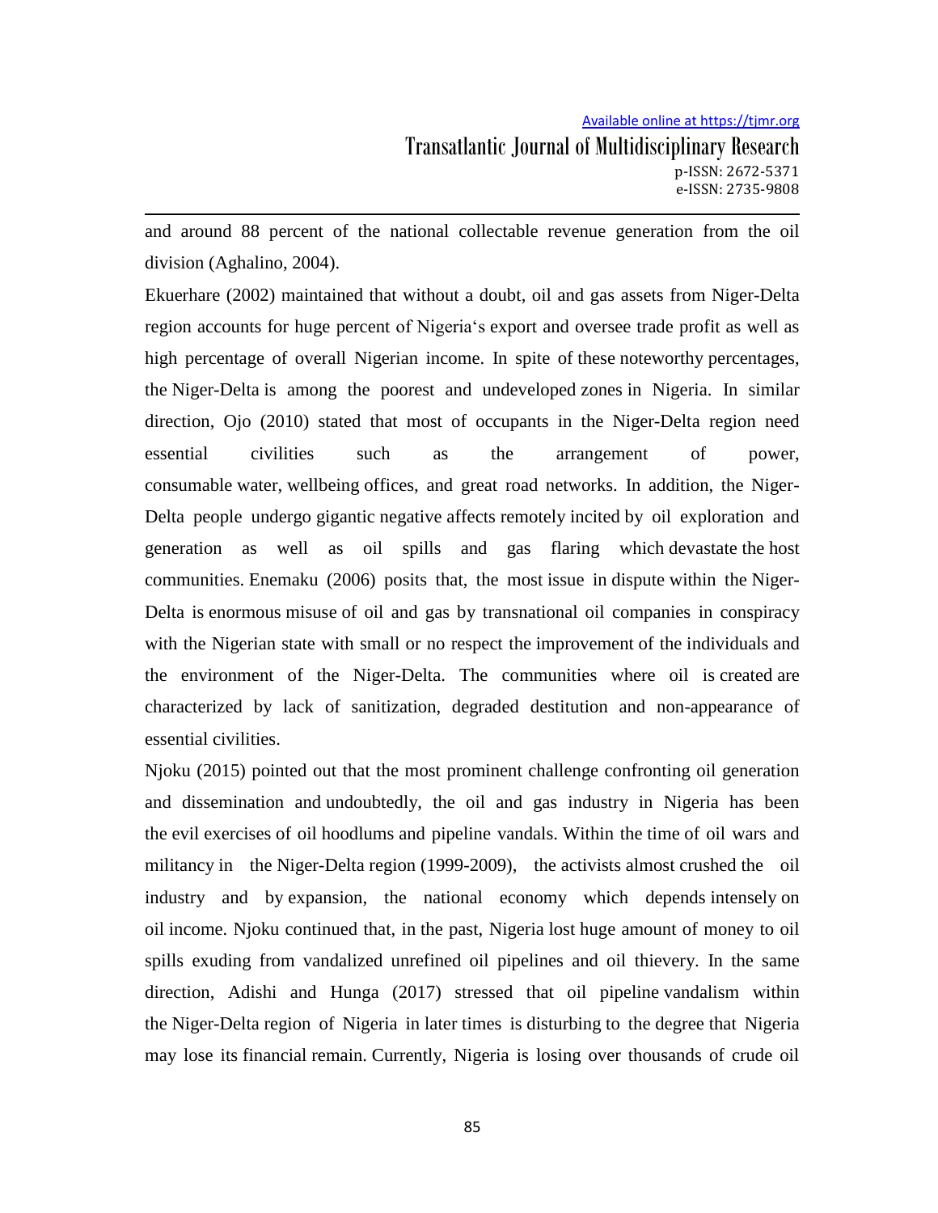and around 88 percent of the national collectable revenue generation from the oil division (Aghalino, 2004).

Ekuerhare (2002) maintained that without a doubt, oil and gas assets from Niger-Delta region accounts for huge percent of Nigeria's export and oversee trade profit as well as high percentage of overall Nigerian income. In spite of these noteworthy percentages, the Niger-Delta is among the poorest and undeveloped zones in Nigeria. In similar direction, Ojo (2010) stated that most of occupants in the Niger-Delta region need essential civilities such as the arrangement of power, consumable water, wellbeing offices, and great road networks. In addition, the Niger-Delta people undergo gigantic negative affects remotely incited by oil exploration and generation as well as oil spills and gas flaring which devastate the host communities. Enemaku (2006) posits that, the most issue in dispute within the Niger-Delta is enormous misuse of oil and gas by transnational oil companies in conspiracy with the Nigerian state with small or no respect the improvement of the individuals and the environment of the Niger-Delta. The communities where oil is created are characterized by lack of sanitization, degraded destitution and non-appearance of essential civilities.

Njoku (2015) pointed out that the most prominent challenge confronting oil generation and dissemination and undoubtedly, the oil and gas industry in Nigeria has been the evil exercises of oil hoodlums and pipeline vandals. Within the time of oil wars and militancy in the Niger-Delta region (1999-2009), the activists almost crushed the oil industry and by expansion, the national economy which depends intensely on oil income. Njoku continued that, in the past, Nigeria lost huge amount of money to oil spills exuding from vandalized unrefined oil pipelines and oil thievery. In the same direction, Adishi and Hunga (2017) stressed that oil pipeline vandalism within the Niger-Delta region of Nigeria in later times is disturbing to the degree that Nigeria may lose its financial remain. Currently, Nigeria is losing over thousands of crude oil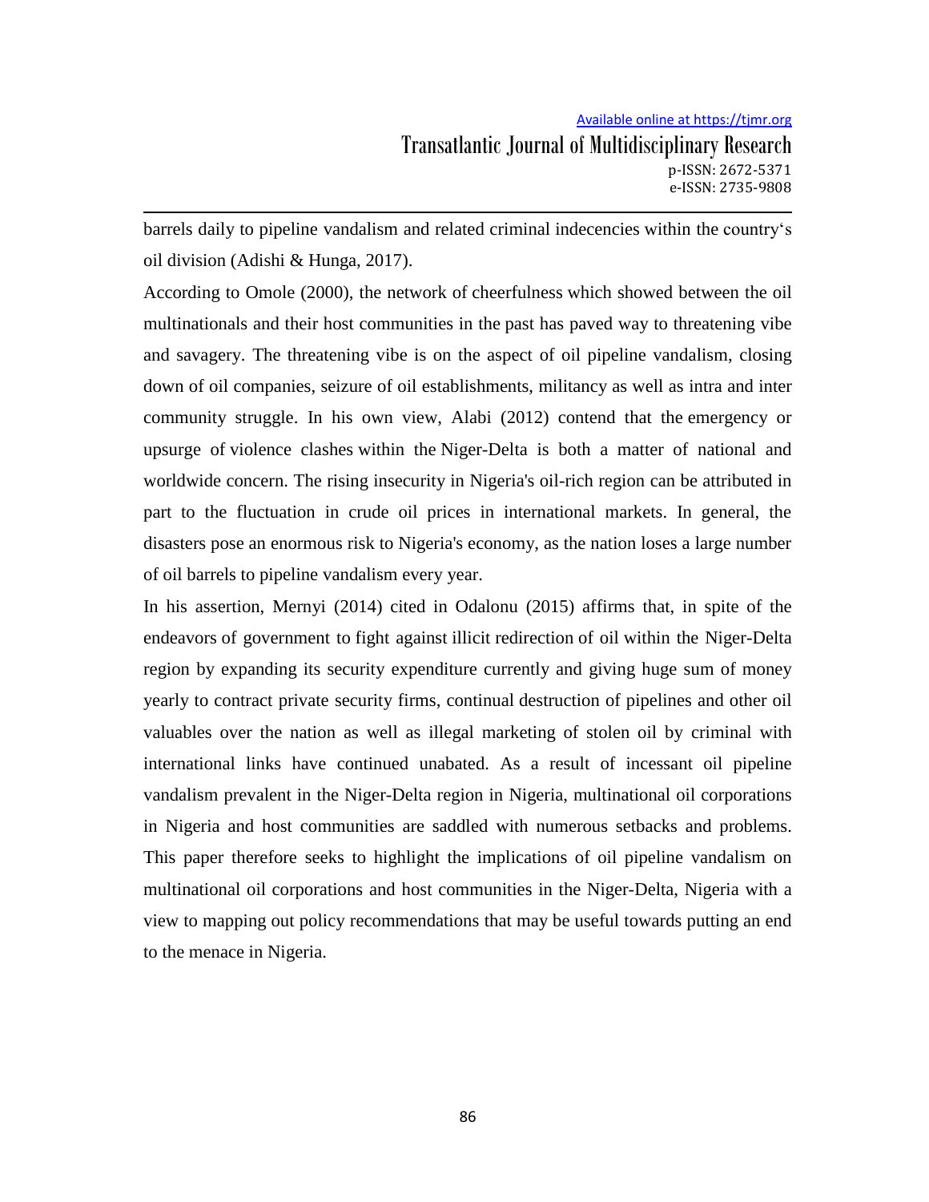barrels daily to pipeline vandalism and related criminal indecencies within the country's oil division (Adishi & Hunga, 2017).

According to Omole (2000), the network of cheerfulness which showed between the oil multinationals and their host communities in the past has paved way to threatening vibe and savagery. The threatening vibe is on the aspect of oil pipeline vandalism, closing down of oil companies, seizure of oil establishments, militancy as well as intra and inter community struggle. In his own view, Alabi (2012) contend that the emergency or upsurge of violence clashes within the Niger-Delta is both a matter of national and worldwide concern. The rising insecurity in Nigeria's oil-rich region can be attributed in part to the fluctuation in crude oil prices in international markets. In general, the disasters pose an enormous risk to Nigeria's economy, as the nation loses a large number of oil barrels to pipeline vandalism every year.

In his assertion, Mernyi (2014) cited in Odalonu (2015) affirms that, in spite of the endeavors of government to fight against illicit redirection of oil within the Niger-Delta region by expanding its security expenditure currently and giving huge sum of money yearly to contract private security firms, continual destruction of pipelines and other oil valuables over the nation as well as illegal marketing of stolen oil by criminal with international links have continued unabated. As a result of incessant oil pipeline vandalism prevalent in the Niger-Delta region in Nigeria, multinational oil corporations in Nigeria and host communities are saddled with numerous setbacks and problems. This paper therefore seeks to highlight the implications of oil pipeline vandalism on multinational oil corporations and host communities in the Niger-Delta, Nigeria with a view to mapping out policy recommendations that may be useful towards putting an end to the menace in Nigeria.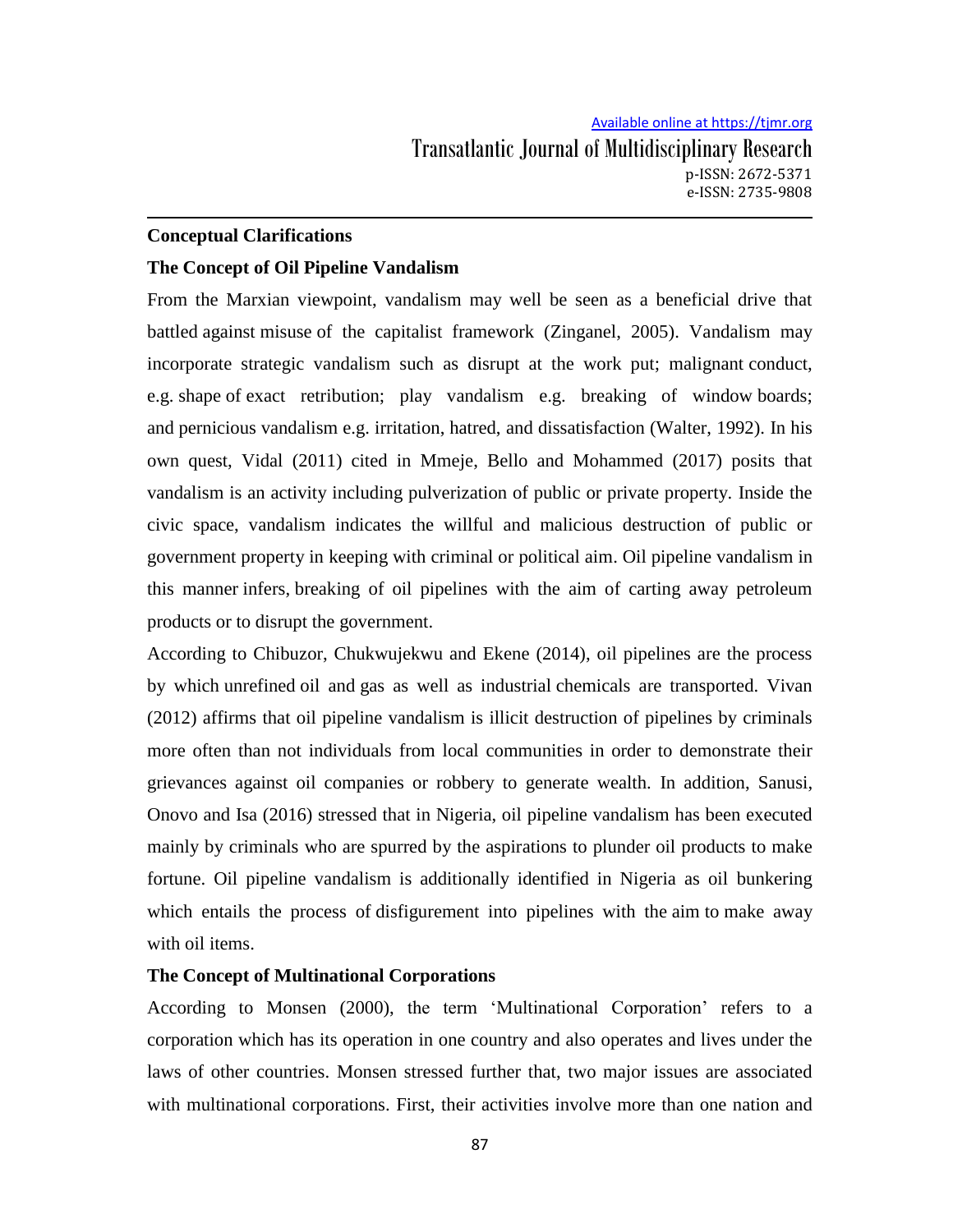## Conceptual Clarifications

### The Concept of Oil Pipeline Vandalism

From the Marxian viewpoint, vandalism may well be seen as a beneficial drive that battled against misuse of the capitalist framework (Zinganel, 2005). Vandalism may incorporate strategic vandalism such as disrupt at the work put; malignant conduct, e.g. shape of exact retribution; play vandalism e.g. breaking of window boards; and pernicious vandalism e.g. irritation, hatred, and dissatisfaction (Walter, 1992). In his own quest, Vidal (2011) cited in Mmeje, Bello and Mohammed (2017) posits that vandalism is an activity including pulverization of public or private property. Inside the civic space, vandalism indicates the willful and malicious destruction of public or government property in keeping with criminal or political aim. Oil pipeline vandalism in this manner infers, breaking of oil pipelines with the aim of carting away petroleum products or to disrupt the government.

According to Chibuzor, Chukwujekwu and Ekene (2014), oil pipelines are the process by which unrefined oil and gas as well as industrial chemicals are transported. Vivan (2012) affirms that oil pipeline vandalism is illicit destruction of pipelines by criminals more often than not individuals from local communities in order to demonstrate their grievances against oil companies or robbery to generate wealth. In addition, Sanusi, Onovo and Isa (2016) stressed that in Nigeria, oil pipeline vandalism has been executed mainly by criminals who are spurred by the aspirations to plunder oil products to make fortune. Oil pipeline vandalism is additionally identified in Nigeria as oil bunkering which entails the process of disfigurement into pipelines with the aim to make away with oil items.

### The Concept of Multinational Corporations

According to Monsen (2000), the term 'Multinational Corporation' refers to a corporation which has its operation in one country and also operates and lives under the laws of other countries. Monsen stressed further that, two major issues are associated with multinational corporations. First, their activities involve more than one nation and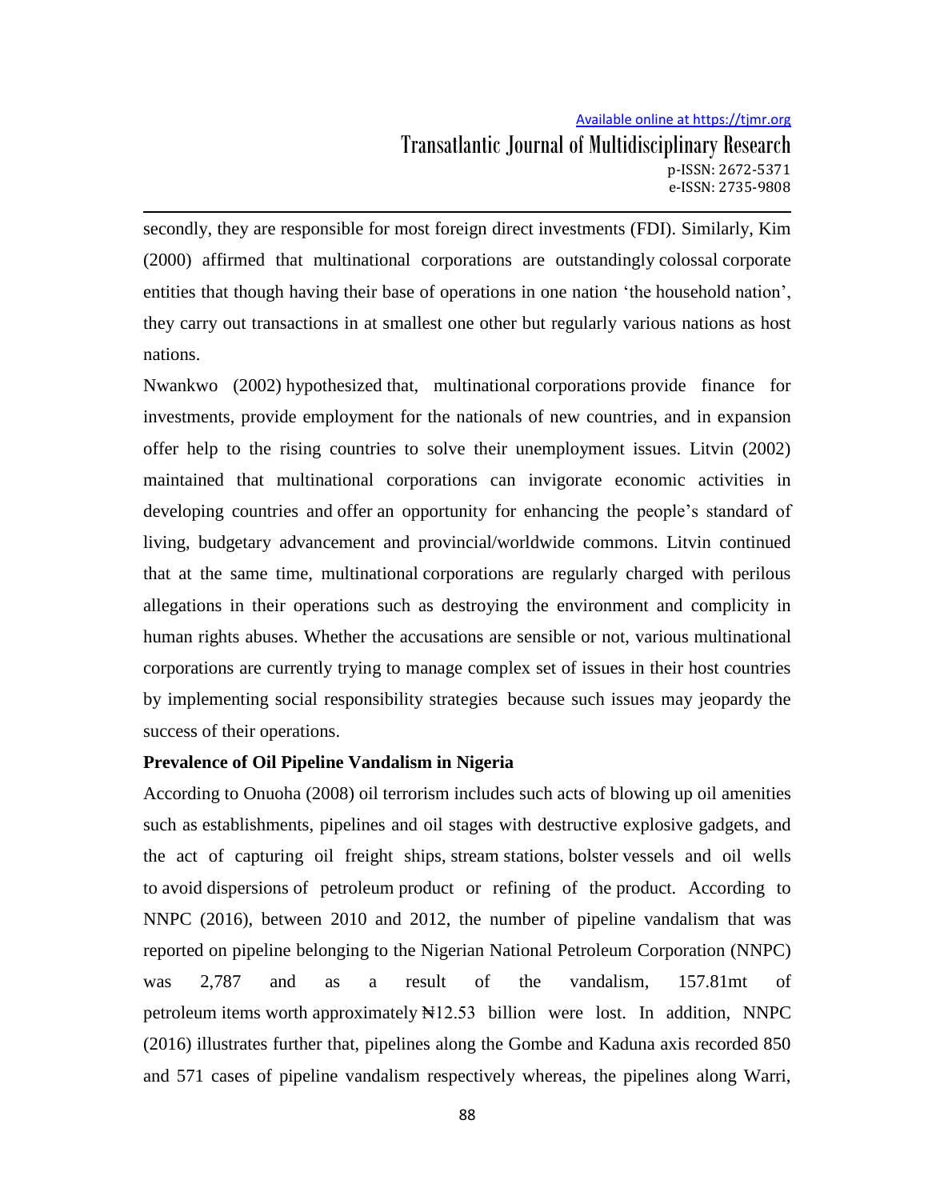secondly, they are responsible for most foreign direct investments (FDI). Similarly, Kim (2000) affirmed that multinational corporations are outstandingly colossal corporate entities that though having their base of operations in one nation 'the household nation', they carry out transactions in at smallest one other but regularly various nations as host nations.

Nwankwo (2002) hypothesized that, multinational corporations provide finance for investments, provide employment for the nationals of new countries, and in expansion offer help to the rising countries to solve their unemployment issues. Litvin (2002) maintained that multinational corporations can invigorate economic activities in developing countries and offer an opportunity for enhancing the people's standard of living, budgetary advancement and provincial/worldwide commons. Litvin continued that at the same time, multinational corporations are regularly charged with perilous allegations in their operations such as destroying the environment and complicity in human rights abuses. Whether the accusations are sensible or not, various multinational corporations are currently trying to manage complex set of issues in their host countries by implementing social responsibility strategies because such issues may jeopardy the success of their operations.

**Prevalence of Oil Pipeline Vandalism in Nigeria**

According to Onuoha (2008) oil terrorism includes such acts of blowing up oil amenities such as establishments, pipelines and oil stages with destructive explosive gadgets, and the act of capturing oil freight ships, stream stations, bolster vessels and oil wells to avoid dispersions of petroleum product or refining of the product. According to NNPC (2016), between 2010 and 2012, the number of pipeline vandalism that was reported on pipeline belonging to the Nigerian National Petroleum Corporation (NNPC) was 2,787 and as a result of the vandalism, 157.81mt of petroleum items worth approximately ₦12.53 billion were lost. In addition, NNPC (2016) illustrates further that, pipelines along the Gombe and Kaduna axis recorded 850 and 571 cases of pipeline vandalism respectively whereas, the pipelines along Warri,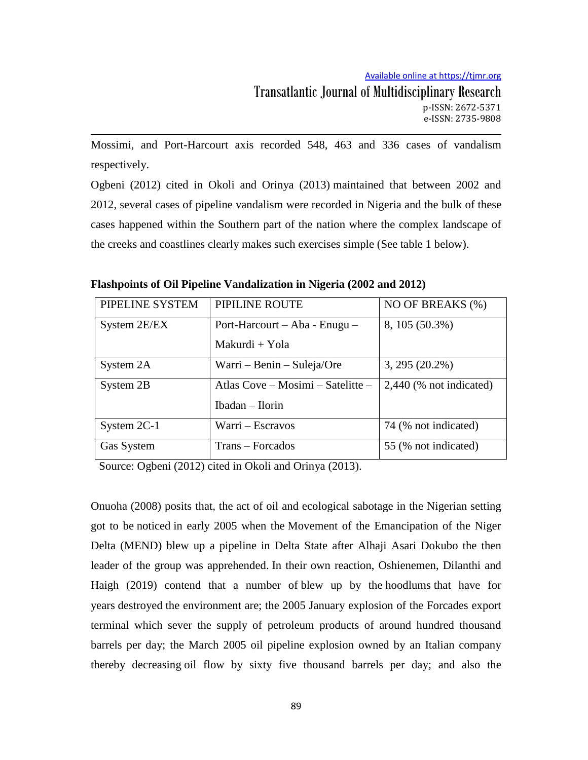Mossimi, and Port-Harcourt axis recorded 548, 463 and 336 cases of vandalism respectively.

Ogbeni (2012) cited in Okoli and Orinya (2013) maintained that between 2002 and 2012, several cases of pipeline vandalism were recorded in Nigeria and the bulk of these cases happened within the Southern part of the nation where the complex landscape of the creeks and coastlines clearly makes such exercises simple (See table 1 below).

**Flashpoints of Oil Pipeline Vandalization in Nigeria (2002 and 2012)**

| PIPELINE SYSTEM | PIPILINE ROUTE | NO OF BREAKS (%) |
|---|---|---|
| System 2E/EX | Port-Harcourt – Aba - Enugu – Makurdi + Yola | 8, 105 (50.3%) |
| System 2A | Warri – Benin – Suleja/Ore | 3, 295 (20.2%) |
| System 2B | Atlas Cove – Mosimi – Satelitte – Ibadan – Ilorin | 2,440 (% not indicated) |
| System 2C-1 | Warri – Escravos | 74 (% not indicated) |
| Gas System | Trans – Forcados | 55 (% not indicated) |

Source: Ogbeni (2012) cited in Okoli and Orinya (2013).

Onuoha (2008) posits that, the act of oil and ecological sabotage in the Nigerian setting got to be noticed in early 2005 when the Movement of the Emancipation of the Niger Delta (MEND) blew up a pipeline in Delta State after Alhaji Asari Dokubo the then leader of the group was apprehended. In their own reaction, Oshienemen, Dilanthi and Haigh (2019) contend that a number of blew up by the hoodlums that have for years destroyed the environment are; the 2005 January explosion of the Forcades export terminal which sever the supply of petroleum products of around hundred thousand barrels per day; the March 2005 oil pipeline explosion owned by an Italian company thereby decreasing oil flow by sixty five thousand barrels per day; and also the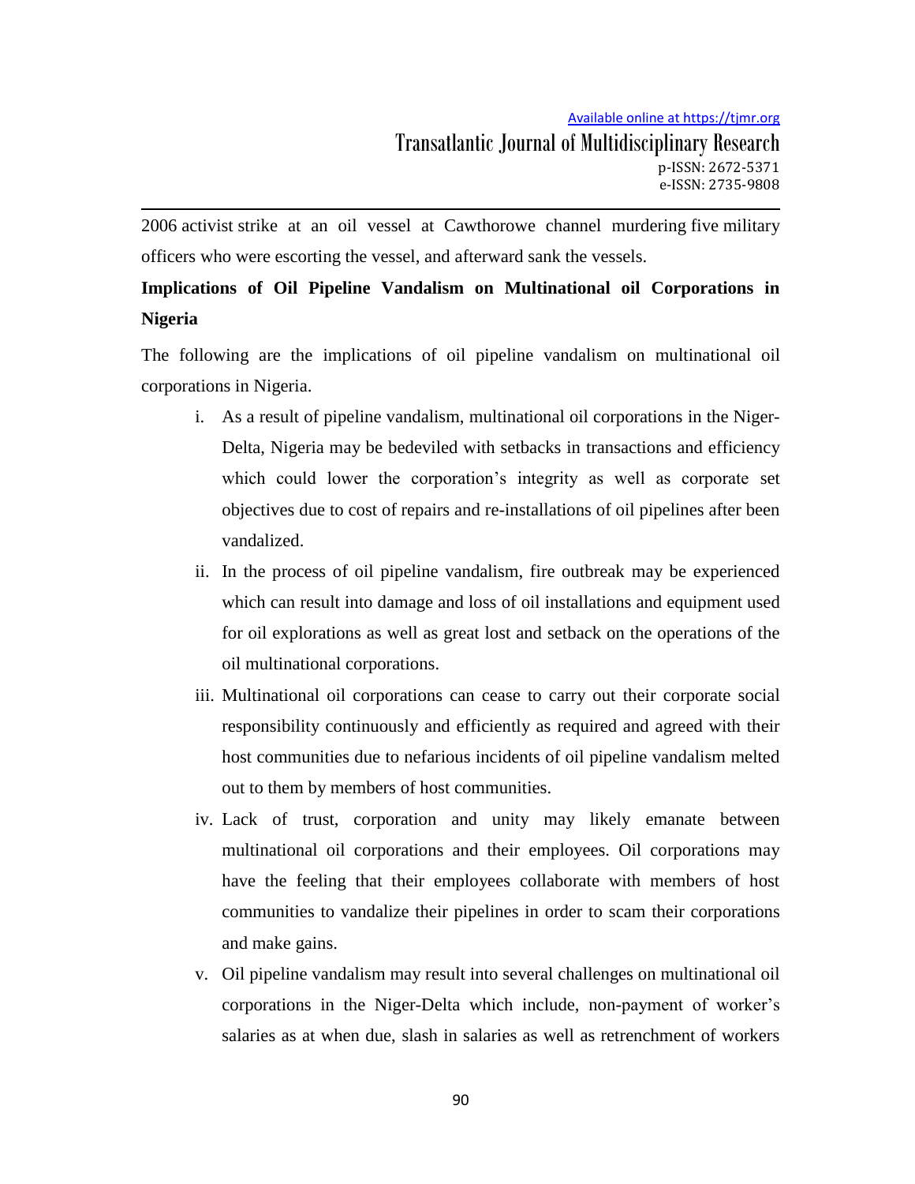2006 activist strike at an oil vessel at Cawthorowe channel murdering five military officers who were escorting the vessel, and afterward sank the vessels.

**Implications of Oil Pipeline Vandalism on Multinational oil Corporations in Nigeria**

The following are the implications of oil pipeline vandalism on multinational oil corporations in Nigeria.

i. As a result of pipeline vandalism, multinational oil corporations in the Niger-Delta, Nigeria may be bedeviled with setbacks in transactions and efficiency which could lower the corporation's integrity as well as corporate set objectives due to cost of repairs and re-installations of oil pipelines after been vandalized.

ii. In the process of oil pipeline vandalism, fire outbreak may be experienced which can result into damage and loss of oil installations and equipment used for oil explorations as well as great lost and setback on the operations of the oil multinational corporations.

iii. Multinational oil corporations can cease to carry out their corporate social responsibility continuously and efficiently as required and agreed with their host communities due to nefarious incidents of oil pipeline vandalism melted out to them by members of host communities.

iv. Lack of trust, corporation and unity may likely emanate between multinational oil corporations and their employees. Oil corporations may have the feeling that their employees collaborate with members of host communities to vandalize their pipelines in order to scam their corporations and make gains.

v. Oil pipeline vandalism may result into several challenges on multinational oil corporations in the Niger-Delta which include, non-payment of worker's salaries as at when due, slash in salaries as well as retrenchment of workers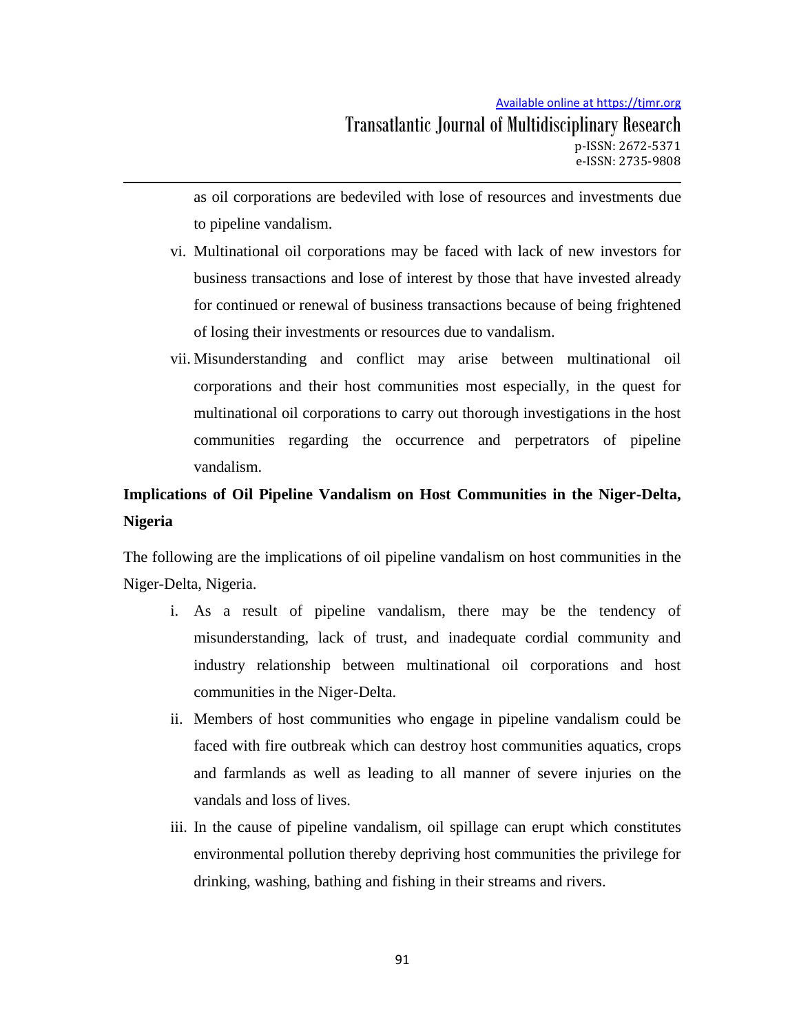as oil corporations are bedeviled with lose of resources and investments due to pipeline vandalism.

vi. Multinational oil corporations may be faced with lack of new investors for business transactions and lose of interest by those that have invested already for continued or renewal of business transactions because of being frightened of losing their investments or resources due to vandalism.

vii. Misunderstanding and conflict may arise between multinational oil corporations and their host communities most especially, in the quest for multinational oil corporations to carry out thorough investigations in the host communities regarding the occurrence and perpetrators of pipeline vandalism.

**Implications of Oil Pipeline Vandalism on Host Communities in the Niger-Delta, Nigeria**

The following are the implications of oil pipeline vandalism on host communities in the Niger-Delta, Nigeria.

i. As a result of pipeline vandalism, there may be the tendency of misunderstanding, lack of trust, and inadequate cordial community and industry relationship between multinational oil corporations and host communities in the Niger-Delta.

ii. Members of host communities who engage in pipeline vandalism could be faced with fire outbreak which can destroy host communities aquatics, crops and farmlands as well as leading to all manner of severe injuries on the vandals and loss of lives.

iii. In the cause of pipeline vandalism, oil spillage can erupt which constitutes environmental pollution thereby depriving host communities the privilege for drinking, washing, bathing and fishing in their streams and rivers.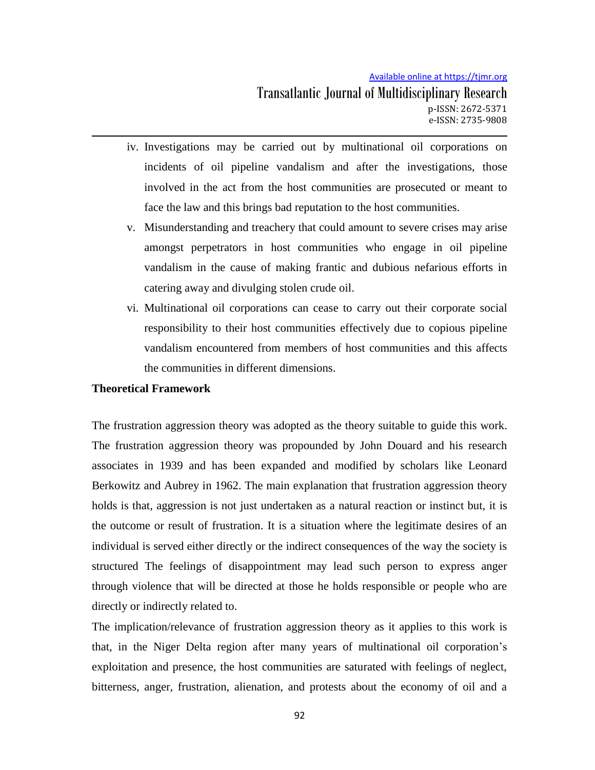iv. Investigations may be carried out by multinational oil corporations on incidents of oil pipeline vandalism and after the investigations, those involved in the act from the host communities are prosecuted or meant to face the law and this brings bad reputation to the host communities.
v. Misunderstanding and treachery that could amount to severe crises may arise amongst perpetrators in host communities who engage in oil pipeline vandalism in the cause of making frantic and dubious nefarious efforts in catering away and divulging stolen crude oil.
vi. Multinational oil corporations can cease to carry out their corporate social responsibility to their host communities effectively due to copious pipeline vandalism encountered from members of host communities and this affects the communities in different dimensions.

**Theoretical Framework**

The frustration aggression theory was adopted as the theory suitable to guide this work. The frustration aggression theory was propounded by John Douard and his research associates in 1939 and has been expanded and modified by scholars like Leonard Berkowitz and Aubrey in 1962. The main explanation that frustration aggression theory holds is that, aggression is not just undertaken as a natural reaction or instinct but, it is the outcome or result of frustration. It is a situation where the legitimate desires of an individual is served either directly or the indirect consequences of the way the society is structured The feelings of disappointment may lead such person to express anger through violence that will be directed at those he holds responsible or people who are directly or indirectly related to.

The implication/relevance of frustration aggression theory as it applies to this work is that, in the Niger Delta region after many years of multinational oil corporation's exploitation and presence, the host communities are saturated with feelings of neglect, bitterness, anger, frustration, alienation, and protests about the economy of oil and a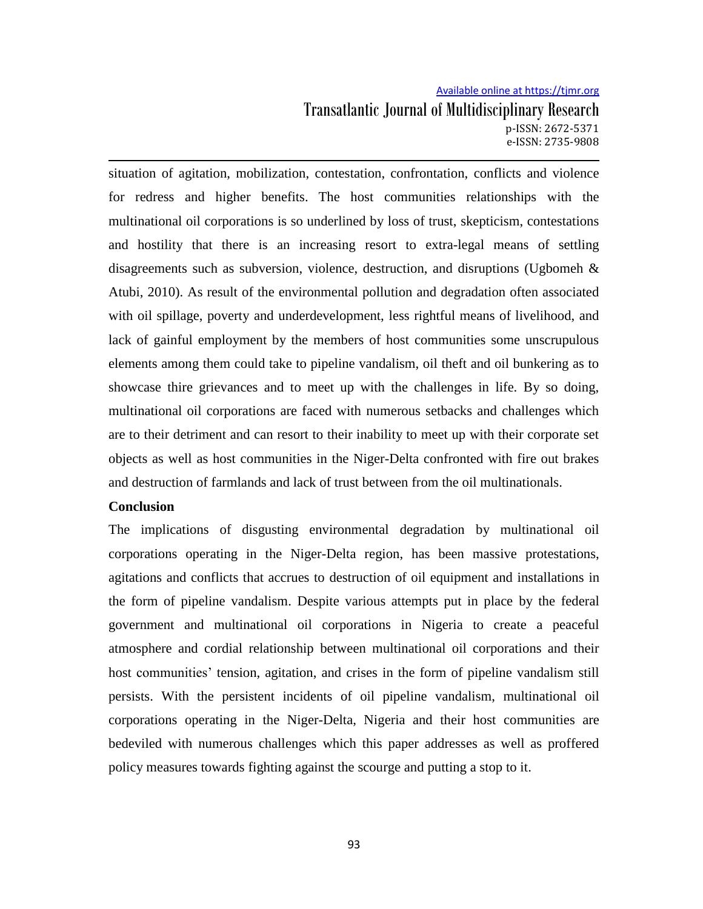situation of agitation, mobilization, contestation, confrontation, conflicts and violence for redress and higher benefits. The host communities relationships with the multinational oil corporations is so underlined by loss of trust, skepticism, contestations and hostility that there is an increasing resort to extra-legal means of settling disagreements such as subversion, violence, destruction, and disruptions (Ugbomeh & Atubi, 2010). As result of the environmental pollution and degradation often associated with oil spillage, poverty and underdevelopment, less rightful means of livelihood, and lack of gainful employment by the members of host communities some unscrupulous elements among them could take to pipeline vandalism, oil theft and oil bunkering as to showcase thire grievances and to meet up with the challenges in life. By so doing, multinational oil corporations are faced with numerous setbacks and challenges which are to their detriment and can resort to their inability to meet up with their corporate set objects as well as host communities in the Niger-Delta confronted with fire out brakes and destruction of farmlands and lack of trust between from the oil multinationals.

**Conclusion**

The implications of disgusting environmental degradation by multinational oil corporations operating in the Niger-Delta region, has been massive protestations, agitations and conflicts that accrues to destruction of oil equipment and installations in the form of pipeline vandalism. Despite various attempts put in place by the federal government and multinational oil corporations in Nigeria to create a peaceful atmosphere and cordial relationship between multinational oil corporations and their host communities' tension, agitation, and crises in the form of pipeline vandalism still persists. With the persistent incidents of oil pipeline vandalism, multinational oil corporations operating in the Niger-Delta, Nigeria and their host communities are bedeviled with numerous challenges which this paper addresses as well as proffered policy measures towards fighting against the scourge and putting a stop to it.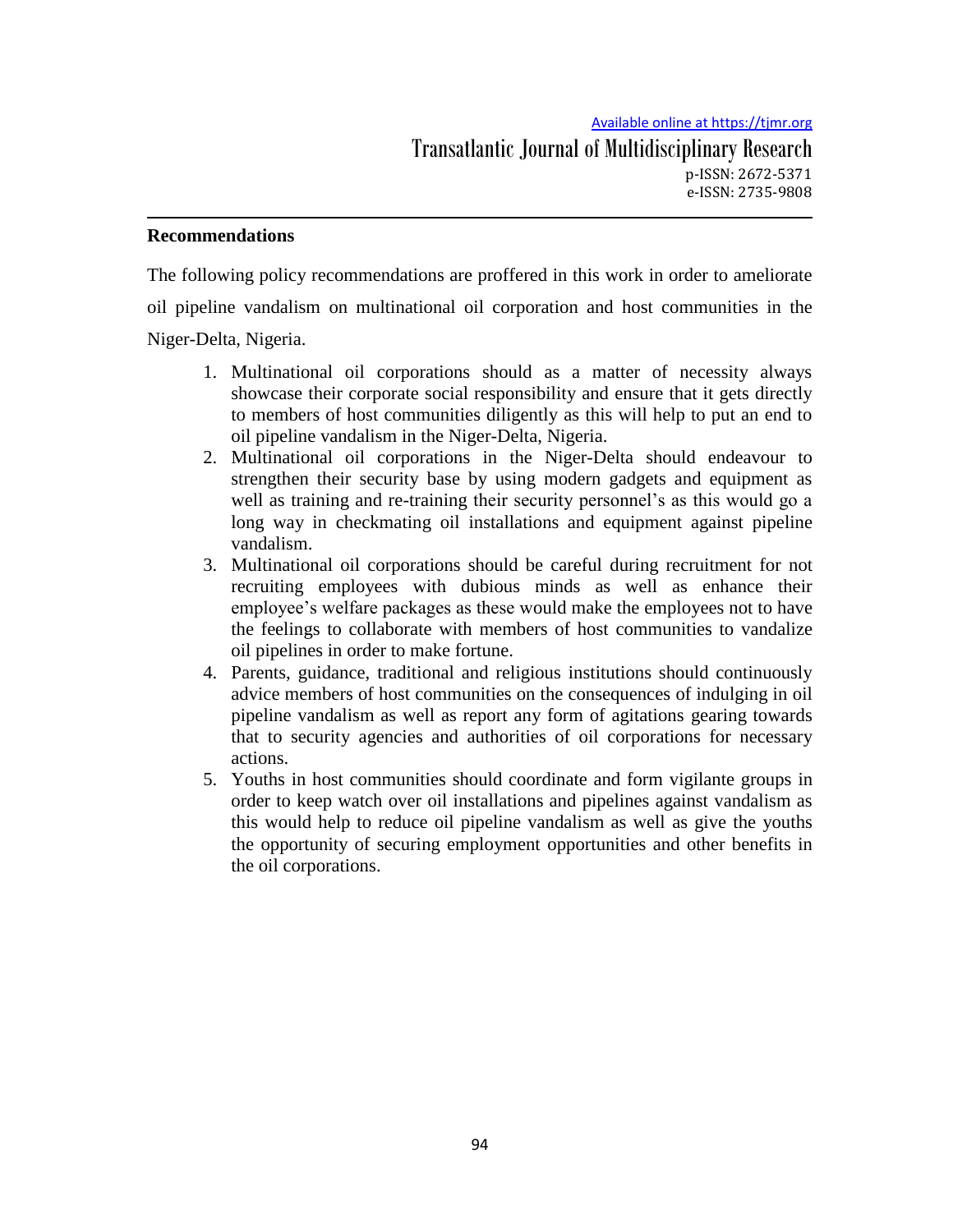## Recommendations

The following policy recommendations are proffered in this work in order to ameliorate oil pipeline vandalism on multinational oil corporation and host communities in the Niger-Delta, Nigeria.

1. Multinational oil corporations should as a matter of necessity always showcase their corporate social responsibility and ensure that it gets directly to members of host communities diligently as this will help to put an end to oil pipeline vandalism in the Niger-Delta, Nigeria.
2. Multinational oil corporations in the Niger-Delta should endeavour to strengthen their security base by using modern gadgets and equipment as well as training and re-training their security personnel's as this would go a long way in checkmating oil installations and equipment against pipeline vandalism.
3. Multinational oil corporations should be careful during recruitment for not recruiting employees with dubious minds as well as enhance their employee's welfare packages as these would make the employees not to have the feelings to collaborate with members of host communities to vandalize oil pipelines in order to make fortune.
4. Parents, guidance, traditional and religious institutions should continuously advice members of host communities on the consequences of indulging in oil pipeline vandalism as well as report any form of agitations gearing towards that to security agencies and authorities of oil corporations for necessary actions.
5. Youths in host communities should coordinate and form vigilante groups in order to keep watch over oil installations and pipelines against vandalism as this would help to reduce oil pipeline vandalism as well as give the youths the opportunity of securing employment opportunities and other benefits in the oil corporations.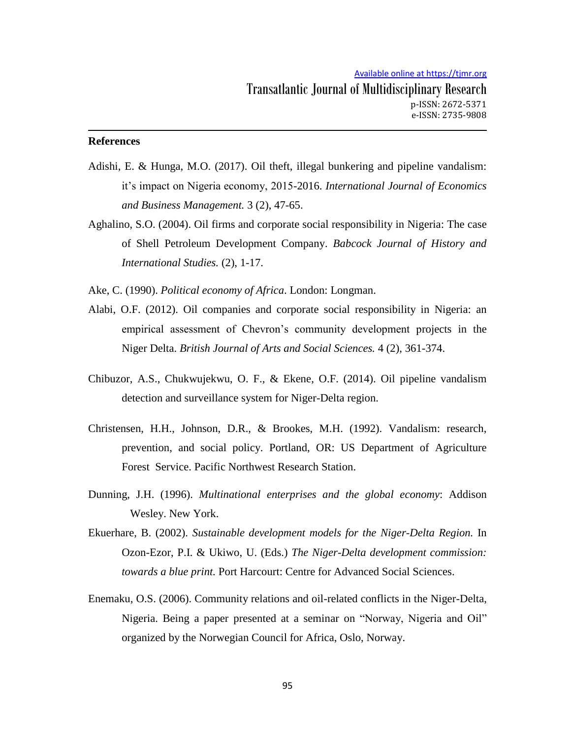## References

Adishi, E. & Hunga, M.O. (2017). Oil theft, illegal bunkering and pipeline vandalism: it's impact on Nigeria economy, 2015-2016. *International Journal of Economics and Business Management.* 3 (2), 47-65.

Aghalino, S.O. (2004). Oil firms and corporate social responsibility in Nigeria: The case of Shell Petroleum Development Company. *Babcock Journal of History and International Studies.* (2), 1-17.

Ake, C. (1990). *Political economy of Africa*. London: Longman.

Alabi, O.F. (2012). Oil companies and corporate social responsibility in Nigeria: an empirical assessment of Chevron's community development projects in the Niger Delta. *British Journal of Arts and Social Sciences.* 4 (2), 361-374.

Chibuzor, A.S., Chukwujekwu, O. F., & Ekene, O.F. (2014). Oil pipeline vandalism detection and surveillance system for Niger-Delta region.

Christensen, H.H., Johnson, D.R., & Brookes, M.H. (1992). Vandalism: research, prevention, and social policy. Portland, OR: US Department of Agriculture Forest Service. Pacific Northwest Research Station.

Dunning, J.H. (1996). *Multinational enterprises and the global economy*: Addison Wesley. New York.

Ekuerhare, B. (2002). *Sustainable development models for the Niger-Delta Region.* In Ozon-Ezor, P.I. & Ukiwo, U. (Eds.) *The Niger-Delta development commission: towards a blue print.* Port Harcourt: Centre for Advanced Social Sciences.

Enemaku, O.S. (2006). Community relations and oil-related conflicts in the Niger-Delta, Nigeria. Being a paper presented at a seminar on "Norway, Nigeria and Oil" organized by the Norwegian Council for Africa, Oslo, Norway.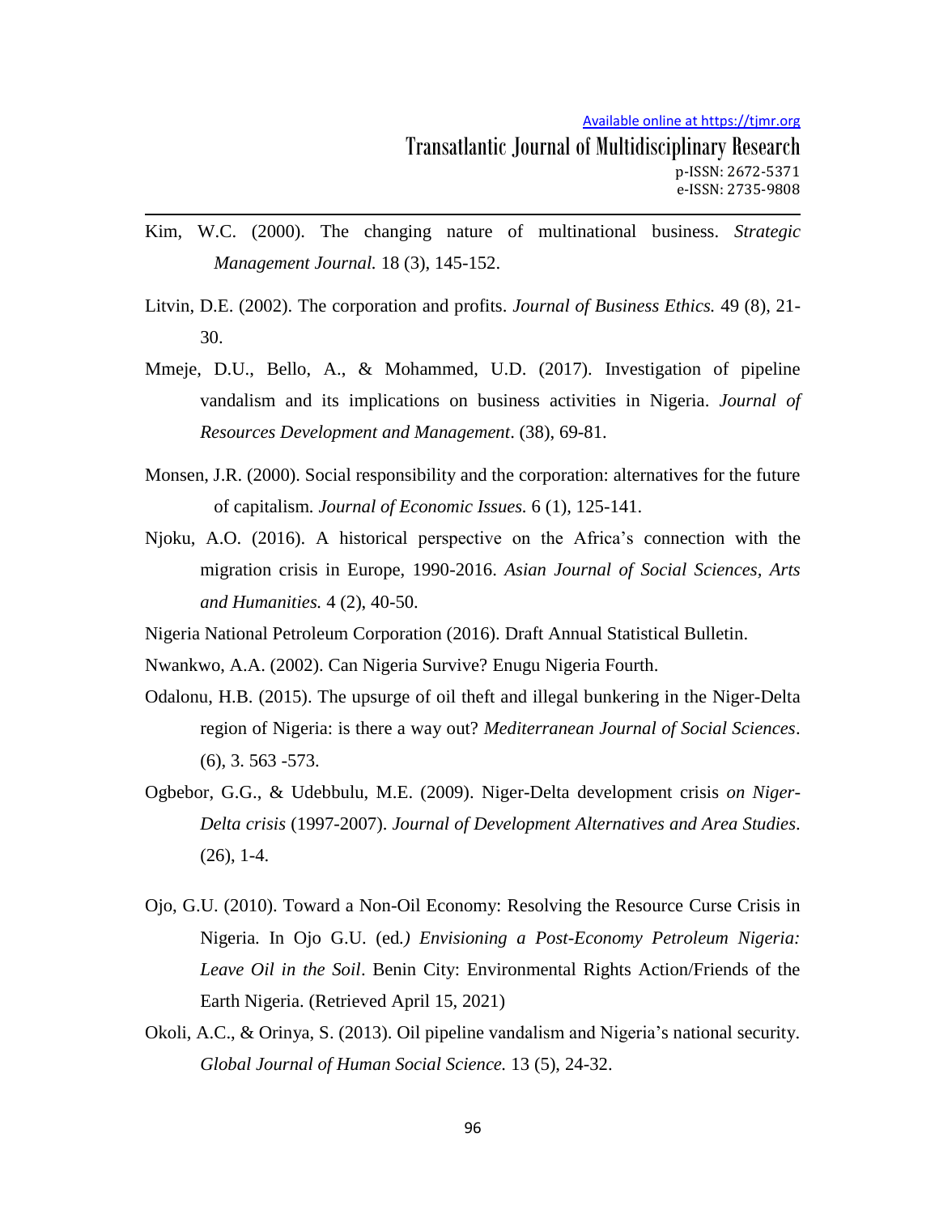Kim, W.C. (2000). The changing nature of multinational business. *Strategic Management Journal.* 18 (3), 145-152.

Litvin, D.E. (2002). The corporation and profits. *Journal of Business Ethics.* 49 (8), 21-30.

Mmeje, D.U., Bello, A., & Mohammed, U.D. (2017). Investigation of pipeline vandalism and its implications on business activities in Nigeria. *Journal of Resources Development and Management*. (38), 69-81.

Monsen, J.R. (2000). Social responsibility and the corporation: alternatives for the future of capitalism. *Journal of Economic Issues*. 6 (1), 125-141.

Njoku, A.O. (2016). A historical perspective on the Africa's connection with the migration crisis in Europe, 1990-2016. *Asian Journal of Social Sciences, Arts and Humanities.* 4 (2), 40-50.

Nigeria National Petroleum Corporation (2016). Draft Annual Statistical Bulletin.

Nwankwo, A.A. (2002). Can Nigeria Survive? Enugu Nigeria Fourth.

Odalonu, H.B. (2015). The upsurge of oil theft and illegal bunkering in the Niger-Delta region of Nigeria: is there a way out? *Mediterranean Journal of Social Sciences*. (6), 3. 563 -573.

Ogbebor, G.G., & Udebbulu, M.E. (2009). Niger-Delta development crisis *on Niger-Delta crisis* (1997-2007). *Journal of Development Alternatives and Area Studies*. (26), 1-4.

Ojo, G.U. (2010). Toward a Non-Oil Economy: Resolving the Resource Curse Crisis in Nigeria. In Ojo G.U. (ed.*) Envisioning a Post-Economy Petroleum Nigeria: Leave Oil in the Soil*. Benin City: Environmental Rights Action/Friends of the Earth Nigeria. (Retrieved April 15, 2021)

Okoli, A.C., & Orinya, S. (2013). Oil pipeline vandalism and Nigeria's national security. *Global Journal of Human Social Science.* 13 (5), 24-32.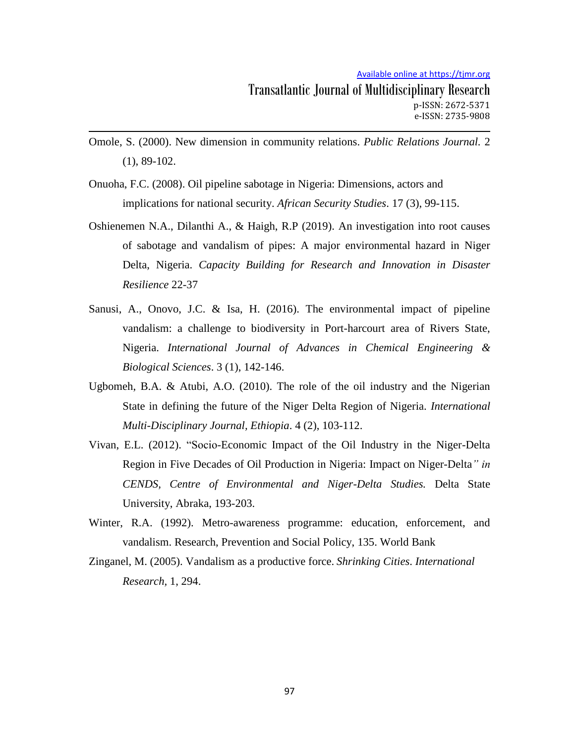Omole, S. (2000). New dimension in community relations. *Public Relations Journal.* 2 (1), 89-102.

Onuoha, F.C. (2008). Oil pipeline sabotage in Nigeria: Dimensions, actors and implications for national security. *African Security Studies*. 17 (3), 99-115.

Oshienemen N.A., Dilanthi A., & Haigh, R.P (2019). An investigation into root causes of sabotage and vandalism of pipes: A major environmental hazard in Niger Delta, Nigeria. *Capacity Building for Research and Innovation in Disaster Resilience* 22-37

Sanusi, A., Onovo, J.C. & Isa, H. (2016). The environmental impact of pipeline vandalism: a challenge to biodiversity in Port-harcourt area of Rivers State, Nigeria. *International Journal of Advances in Chemical Engineering & Biological Sciences*. 3 (1), 142-146.

Ugbomeh, B.A. & Atubi, A.O. (2010). The role of the oil industry and the Nigerian State in defining the future of the Niger Delta Region of Nigeria. *International Multi-Disciplinary Journal, Ethiopia*. 4 (2), 103-112.

Vivan, E.L. (2012). "Socio-Economic Impact of the Oil Industry in the Niger-Delta Region in Five Decades of Oil Production in Nigeria: Impact on Niger-Delta*" in CENDS, Centre of Environmental and Niger-Delta Studies.* Delta State University, Abraka, 193-203.

Winter, R.A. (1992). Metro-awareness programme: education, enforcement, and vandalism. Research, Prevention and Social Policy, 135. World Bank

Zinganel, M. (2005). Vandalism as a productive force. *Shrinking Cities*. *International Research,* 1, 294.